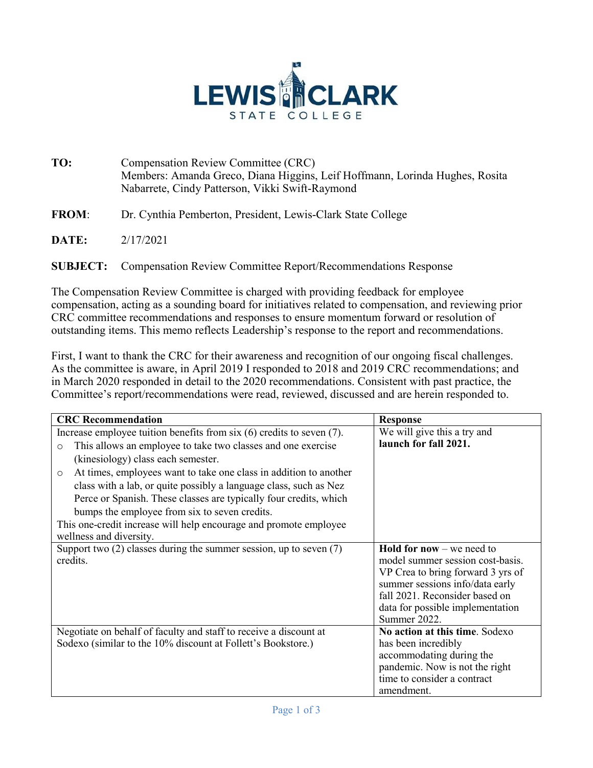**LEWIS-CLARK STATE COLLEGE**

| | |
|---|---|
| **TO:** | Compensation Review Committee (CRC)<br>Members: Amanda Greco, Diana Higgins, Leif Hoffmann, Lorinda Hughes, Rosita Nabarrete, Cindy Patterson, Vikki Swift-Raymond |
| **FROM**: | Dr. Cynthia Pemberton, President, Lewis-Clark State College |
| **DATE:** | 2/17/2021 |
| **SUBJECT:** | Compensation Review Committee Report/Recommendations Response |

The Compensation Review Committee is charged with providing feedback for employee compensation, acting as a sounding board for initiatives related to compensation, and reviewing prior CRC committee recommendations and responses to ensure momentum forward or resolution of outstanding items. This memo reflects Leadership's response to the report and recommendations.

First, I want to thank the CRC for their awareness and recognition of our ongoing fiscal challenges. As the committee is aware, in April 2019 I responded to 2018 and 2019 CRC recommendations; and in March 2020 responded in detail to the 2020 recommendations. Consistent with past practice, the Committee's report/recommendations were read, reviewed, discussed and are herein responded to.

| CRC Recommendation | Response |
|---|---|
| Increase employee tuition benefits from six (6) credits to seven (7).<br>○ This allows an employee to take two classes and one exercise (kinesiology) class each semester.<br>○ At times, employees want to take one class in addition to another class with a lab, or quite possibly a language class, such as Nez Perce or Spanish. These classes are typically four credits, which bumps the employee from six to seven credits.<br>This one-credit increase will help encourage and promote employee wellness and diversity. | We will give this a try and **launch for fall 2021.** |
| Support two (2) classes during the summer session, up to seven (7) credits. | **Hold for now** – we need to model summer session cost-basis. VP Crea to bring forward 3 yrs of summer sessions info/data early fall 2021. Reconsider based on data for possible implementation Summer 2022. |
| Negotiate on behalf of faculty and staff to receive a discount at Sodexo (similar to the 10% discount at Follett's Bookstore.) | **No action at this time**. Sodexo has been incredibly accommodating during the pandemic. Now is not the right time to consider a contract amendment. |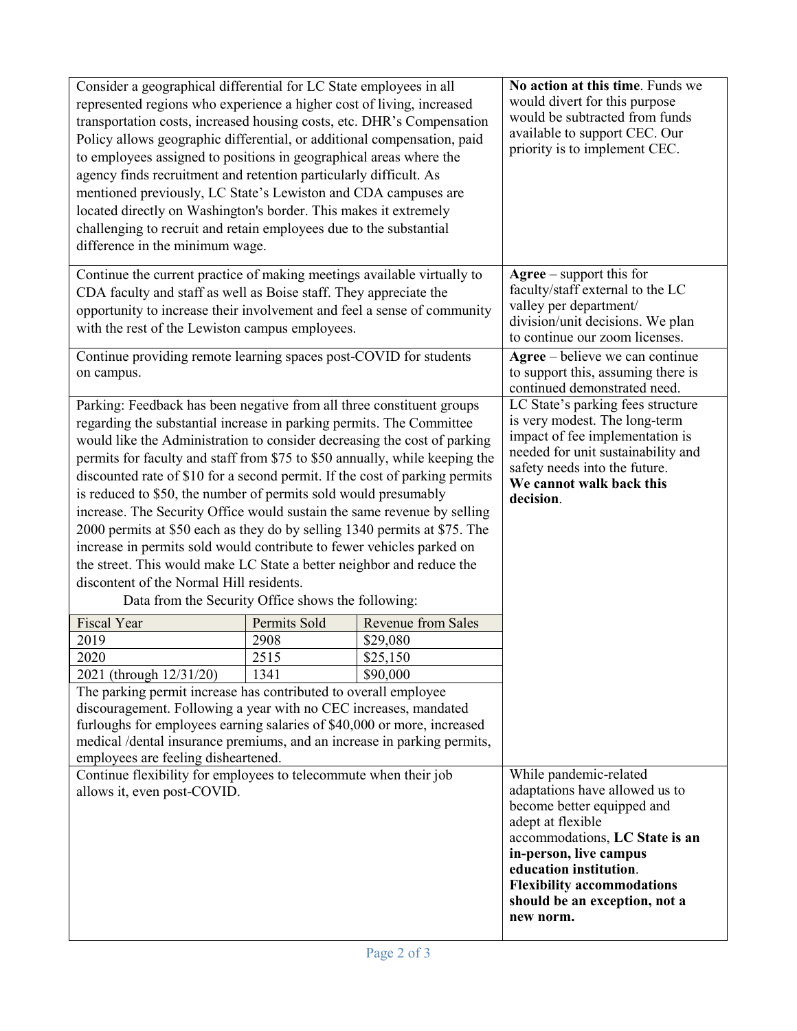| Recommendation | Response |
|---|---|
| Consider a geographical differential for LC State employees in all represented regions who experience a higher cost of living, increased transportation costs, increased housing costs, etc. DHR's Compensation Policy allows geographic differential, or additional compensation, paid to employees assigned to positions in geographical areas where the agency finds recruitment and retention particularly difficult. As mentioned previously, LC State's Lewiston and CDA campuses are located directly on Washington's border. This makes it extremely challenging to recruit and retain employees due to the substantial difference in the minimum wage. | **No action at this time**. Funds we would divert for this purpose would be subtracted from funds available to support CEC. Our priority is to implement CEC. |
| Continue the current practice of making meetings available virtually to CDA faculty and staff as well as Boise staff. They appreciate the opportunity to increase their involvement and feel a sense of community with the rest of the Lewiston campus employees. | **Agree** – support this for faculty/staff external to the LC valley per department/ division/unit decisions. We plan to continue our zoom licenses. |
| Continue providing remote learning spaces post-COVID for students on campus. | **Agree** – believe we can continue to support this, assuming there is continued demonstrated need. |
| Parking: Feedback has been negative from all three constituent groups regarding the substantial increase in parking permits. The Committee would like the Administration to consider decreasing the cost of parking permits for faculty and staff from $75 to $50 annually, while keeping the discounted rate of $10 for a second permit. If the cost of parking permits is reduced to $50, the number of permits sold would presumably increase. The Security Office would sustain the same revenue by selling 2000 permits at $50 each as they do by selling 1340 permits at $75. The increase in permits sold would contribute to fewer vehicles parked on the street. This would make LC State a better neighbor and reduce the discontent of the Normal Hill residents.<br>Data from the Security Office shows the following:<br>Fiscal Year / Permits Sold / Revenue from Sales<br>2019 / 2908 / $29,080<br>2020 / 2515 / $25,150<br>2021 (through 12/31/20) / 1341 / $90,000<br>The parking permit increase has contributed to overall employee discouragement. Following a year with no CEC increases, mandated furloughs for employees earning salaries of $40,000 or more, increased medical /dental insurance premiums, and an increase in parking permits, employees are feeling disheartened. | LC State's parking fees structure is very modest. The long-term impact of fee implementation is needed for unit sustainability and safety needs into the future. **We cannot walk back this decision**. |
| Continue flexibility for employees to telecommute when their job allows it, even post-COVID. | While pandemic-related adaptations have allowed us to become better equipped and adept at flexible accommodations, **LC State is an in-person, live campus education institution**. **Flexibility accommodations should be an exception, not a new norm.** |

| Fiscal Year | Permits Sold | Revenue from Sales |
|---|---|---|
| 2019 | 2908 | $29,080 |
| 2020 | 2515 | $25,150 |
| 2021 (through 12/31/20) | 1341 | $90,000 |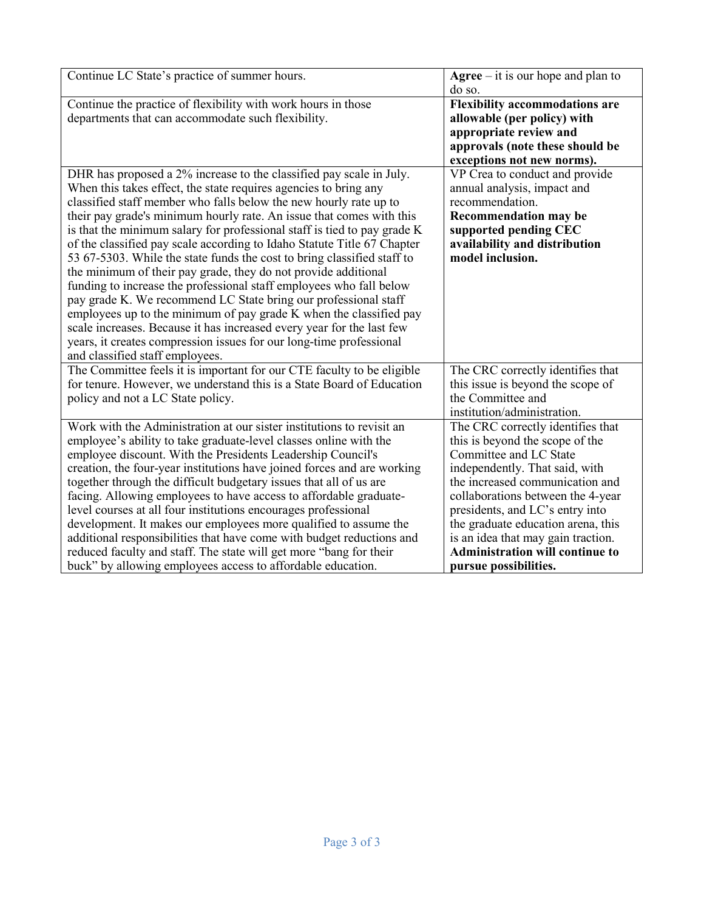| | |
|---|---|
| Continue LC State's practice of summer hours. | **Agree** – it is our hope and plan to do so. |
| Continue the practice of flexibility with work hours in those departments that can accommodate such flexibility. | **Flexibility accommodations are allowable (per policy) with appropriate review and approvals (note these should be exceptions not new norms).** |
| DHR has proposed a 2% increase to the classified pay scale in July. When this takes effect, the state requires agencies to bring any classified staff member who falls below the new hourly rate up to their pay grade's minimum hourly rate. An issue that comes with this is that the minimum salary for professional staff is tied to pay grade K of the classified pay scale according to Idaho Statute Title 67 Chapter 53 67-5303. While the state funds the cost to bring classified staff to the minimum of their pay grade, they do not provide additional funding to increase the professional staff employees who fall below pay grade K. We recommend LC State bring our professional staff employees up to the minimum of pay grade K when the classified pay scale increases. Because it has increased every year for the last few years, it creates compression issues for our long-time professional and classified staff employees. | VP Crea to conduct and provide annual analysis, impact and recommendation. **Recommendation may be supported pending CEC availability and distribution model inclusion.** |
| The Committee feels it is important for our CTE faculty to be eligible for tenure. However, we understand this is a State Board of Education policy and not a LC State policy. | The CRC correctly identifies that this issue is beyond the scope of the Committee and institution/administration. |
| Work with the Administration at our sister institutions to revisit an employee's ability to take graduate-level classes online with the employee discount. With the Presidents Leadership Council's creation, the four-year institutions have joined forces and are working together through the difficult budgetary issues that all of us are facing. Allowing employees to have access to affordable graduate-level courses at all four institutions encourages professional development. It makes our employees more qualified to assume the additional responsibilities that have come with budget reductions and reduced faculty and staff. The state will get more "bang for their buck" by allowing employees access to affordable education. | The CRC correctly identifies that this is beyond the scope of the Committee and LC State independently. That said, with the increased communication and collaborations between the 4-year presidents, and LC's entry into the graduate education arena, this is an idea that may gain traction. **Administration will continue to pursue possibilities.** |